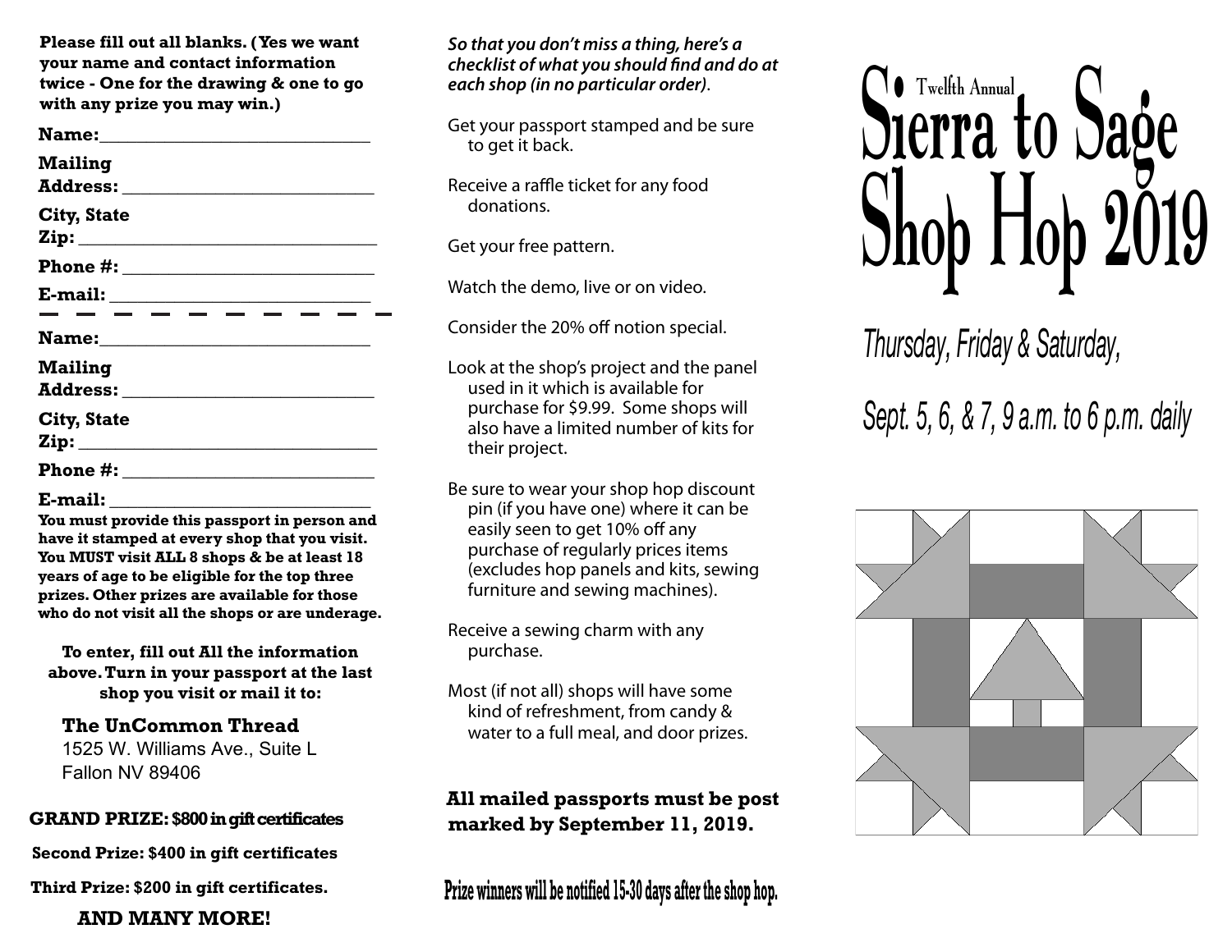**Please fill out all blanks. (Yes we want your name and contact information twice - One for the drawing & one to go with any prize you may win.)**

**Name:**______________________________

**Mailing Address:** ___________________________

**City, State Zip:** _________________________________

**Phone #:** ___________________________

**E-mail:** ____________________________

— — — — — — — — — —

**Name:**______________________________

**Mailing Address:** ___________________________

**City, State Zip:** _________________________________

**Phone #:** ___________________________

**E-mail:** ____________________________

**You must provide this passport in person and have it stamped at every shop that you visit. You MUST visit ALL 8 shops & be at least 18 years of age to be eligible for the top three prizes. Other prizes are available for those who do not visit all the shops or are underage.**

**To enter, fill out All the information above. Turn in your passport at the last shop you visit or mail it to:**

**The UnCommon Thread**
1525 W. Williams Ave., Suite L
Fallon NV 89406

**GRAND PRIZE: $800 in gift certificates**

**Second Prize: $400 in gift certificates**

**Third Prize: $200 in gift certificates.**

**AND MANY MORE!**

***So that you don't miss a thing, here's a checklist of what you should find and do at each shop (in no particular order).***

Get your passport stamped and be sure to get it back.

Receive a raffle ticket for any food donations.

Get your free pattern.

Watch the demo, live or on video.

Consider the 20% off notion special.

Look at the shop's project and the panel used in it which is available for purchase for $9.99. Some shops will also have a limited number of kits for their project.

Be sure to wear your shop hop discount pin (if you have one) where it can be easily seen to get 10% off any purchase of regularly prices items (excludes hop panels and kits, sewing furniture and sewing machines).

Receive a sewing charm with any purchase.

Most (if not all) shops will have some kind of refreshment, from candy & water to a full meal, and door prizes.

**All mailed passports must be post marked by September 11, 2019.**

**Prize winners will be notified 15-30 days after the shop hop.**

# Twelfth Annual Sierra to Sage Shop Hop 2019

*Thursday, Friday & Saturday,*

*Sept. 5, 6, & 7, 9 a.m. to 6 p.m. daily*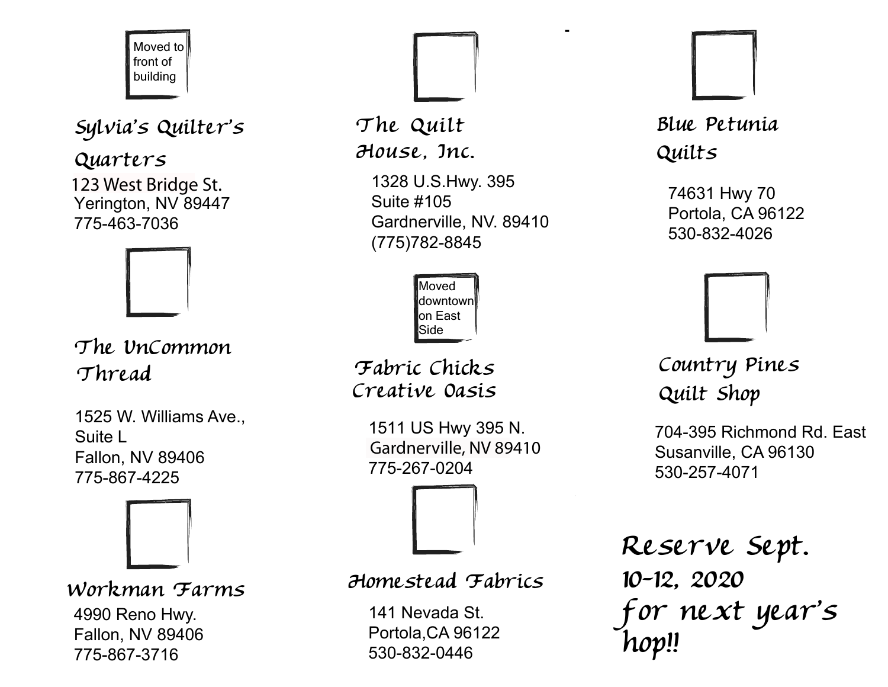Moved to front of building

### Sylvia's Quilter's Quarters

123 West Bridge St.
Yerington, NV 89447
775-463-7036

### The UnCommon Thread

1525 W. Williams Ave.,
Suite L
Fallon, NV 89406
775-867-4225

### Workman Farms

4990 Reno Hwy.
Fallon, NV 89406
775-867-3716

### The Quilt House, Inc.

1328 U.S.Hwy. 395
Suite #105
Gardnerville, NV. 89410
(775)782-8845

Moved downtown on East Side

### Fabric Chicks Creative Oasis

1511 US Hwy 395 N.
Gardnerville, NV 89410
775-267-0204

### Homestead Fabrics

141 Nevada St.
Portola,CA 96122
530-832-0446

### Blue Petunia Quilts

74631 Hwy 70
Portola, CA 96122
530-832-4026

### Country Pines Quilt Shop

704-395 Richmond Rd. East
Susanville, CA 96130
530-257-4071

## Reserve Sept. 10-12, 2020 for next year's hop!!